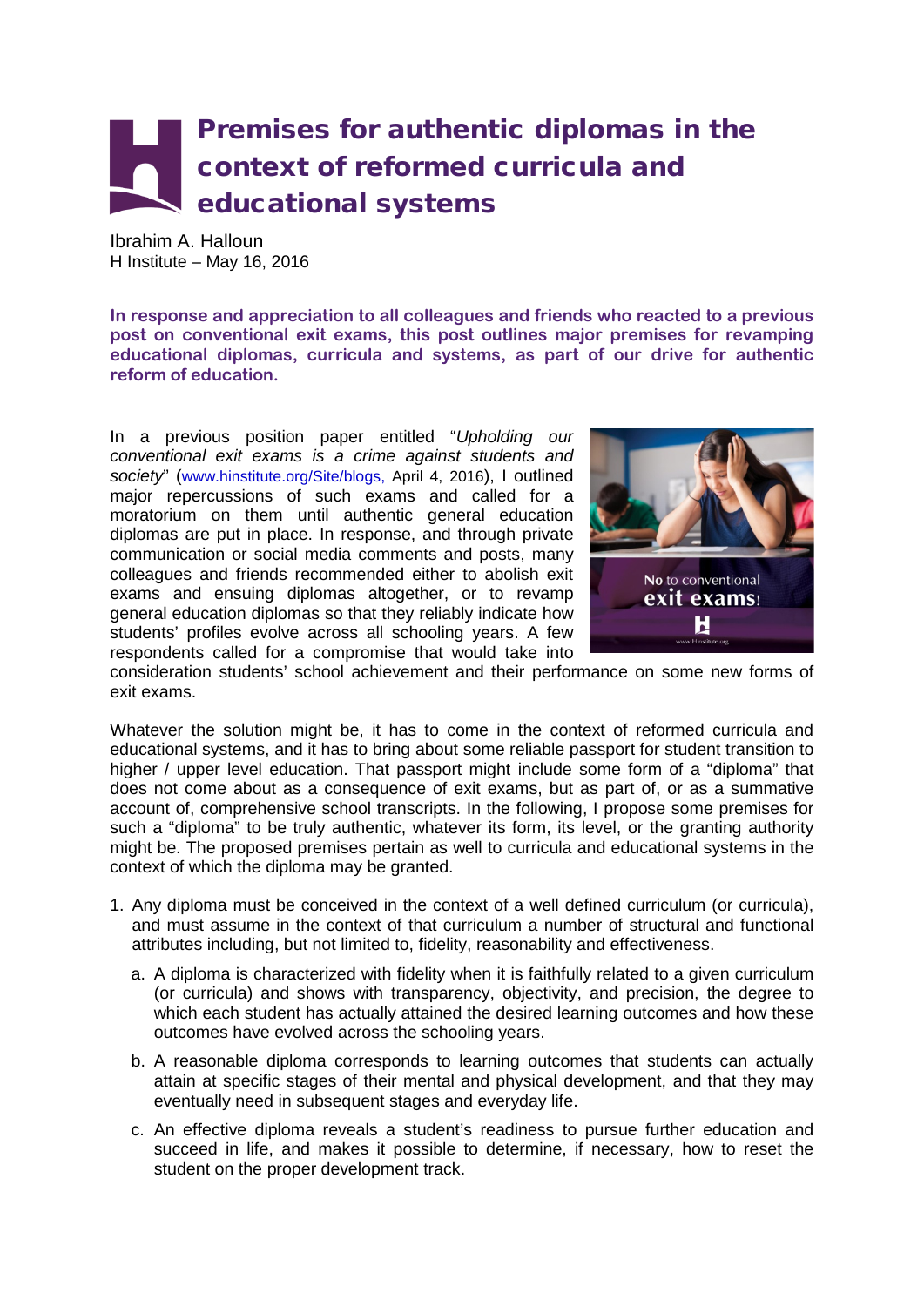# Premises for authentic diplomas in the context of reformed curricula and educational systems

Ibrahim A. Halloun
H Institute – May 16, 2016

**In response and appreciation to all colleagues and friends who reacted to a previous post on conventional exit exams, this post outlines major premises for revamping educational diplomas, curricula and systems, as part of our drive for authentic reform of education.**

In a previous position paper entitled "*Upholding our conventional exit exams is a crime against students and society*" (www.hinstitute.org/Site/blogs, April 4, 2016), I outlined major repercussions of such exams and called for a moratorium on them until authentic general education diplomas are put in place. In response, and through private communication or social media comments and posts, many colleagues and friends recommended either to abolish exit exams and ensuing diplomas altogether, or to revamp general education diplomas so that they reliably indicate how students' profiles evolve across all schooling years. A few respondents called for a compromise that would take into consideration students' school achievement and their performance on some new forms of exit exams.

Whatever the solution might be, it has to come in the context of reformed curricula and educational systems, and it has to bring about some reliable passport for student transition to higher / upper level education. That passport might include some form of a "diploma" that does not come about as a consequence of exit exams, but as part of, or as a summative account of, comprehensive school transcripts. In the following, I propose some premises for such a "diploma" to be truly authentic, whatever its form, its level, or the granting authority might be. The proposed premises pertain as well to curricula and educational systems in the context of which the diploma may be granted.

1. Any diploma must be conceived in the context of a well defined curriculum (or curricula), and must assume in the context of that curriculum a number of structural and functional attributes including, but not limited to, fidelity, reasonability and effectiveness.
   a. A diploma is characterized with fidelity when it is faithfully related to a given curriculum (or curricula) and shows with transparency, objectivity, and precision, the degree to which each student has actually attained the desired learning outcomes and how these outcomes have evolved across the schooling years.
   b. A reasonable diploma corresponds to learning outcomes that students can actually attain at specific stages of their mental and physical development, and that they may eventually need in subsequent stages and everyday life.
   c. An effective diploma reveals a student's readiness to pursue further education and succeed in life, and makes it possible to determine, if necessary, how to reset the student on the proper development track.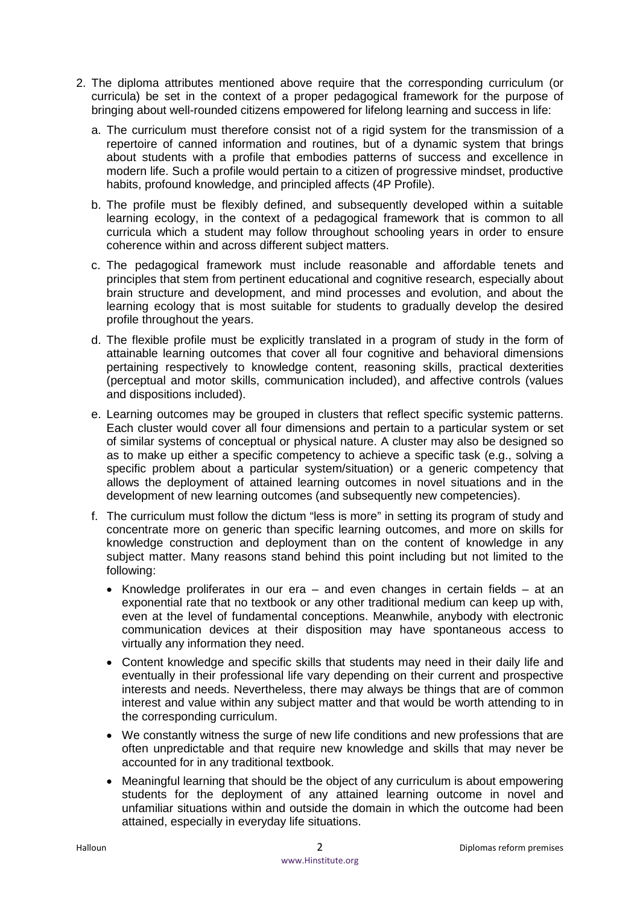2. The diploma attributes mentioned above require that the corresponding curriculum (or curricula) be set in the context of a proper pedagogical framework for the purpose of bringing about well-rounded citizens empowered for lifelong learning and success in life:

   a. The curriculum must therefore consist not of a rigid system for the transmission of a repertoire of canned information and routines, but of a dynamic system that brings about students with a profile that embodies patterns of success and excellence in modern life. Such a profile would pertain to a citizen of progressive mindset, productive habits, profound knowledge, and principled affects (4P Profile).

   b. The profile must be flexibly defined, and subsequently developed within a suitable learning ecology, in the context of a pedagogical framework that is common to all curricula which a student may follow throughout schooling years in order to ensure coherence within and across different subject matters.

   c. The pedagogical framework must include reasonable and affordable tenets and principles that stem from pertinent educational and cognitive research, especially about brain structure and development, and mind processes and evolution, and about the learning ecology that is most suitable for students to gradually develop the desired profile throughout the years.

   d. The flexible profile must be explicitly translated in a program of study in the form of attainable learning outcomes that cover all four cognitive and behavioral dimensions pertaining respectively to knowledge content, reasoning skills, practical dexterities (perceptual and motor skills, communication included), and affective controls (values and dispositions included).

   e. Learning outcomes may be grouped in clusters that reflect specific systemic patterns. Each cluster would cover all four dimensions and pertain to a particular system or set of similar systems of conceptual or physical nature. A cluster may also be designed so as to make up either a specific competency to achieve a specific task (e.g., solving a specific problem about a particular system/situation) or a generic competency that allows the deployment of attained learning outcomes in novel situations and in the development of new learning outcomes (and subsequently new competencies).

   f. The curriculum must follow the dictum "less is more" in setting its program of study and concentrate more on generic than specific learning outcomes, and more on skills for knowledge construction and deployment than on the content of knowledge in any subject matter. Many reasons stand behind this point including but not limited to the following:

      - Knowledge proliferates in our era – and even changes in certain fields – at an exponential rate that no textbook or any other traditional medium can keep up with, even at the level of fundamental conceptions. Meanwhile, anybody with electronic communication devices at their disposition may have spontaneous access to virtually any information they need.
      - Content knowledge and specific skills that students may need in their daily life and eventually in their professional life vary depending on their current and prospective interests and needs. Nevertheless, there may always be things that are of common interest and value within any subject matter and that would be worth attending to in the corresponding curriculum.
      - We constantly witness the surge of new life conditions and new professions that are often unpredictable and that require new knowledge and skills that may never be accounted for in any traditional textbook.
      - Meaningful learning that should be the object of any curriculum is about empowering students for the deployment of any attained learning outcome in novel and unfamiliar situations within and outside the domain in which the outcome had been attained, especially in everyday life situations.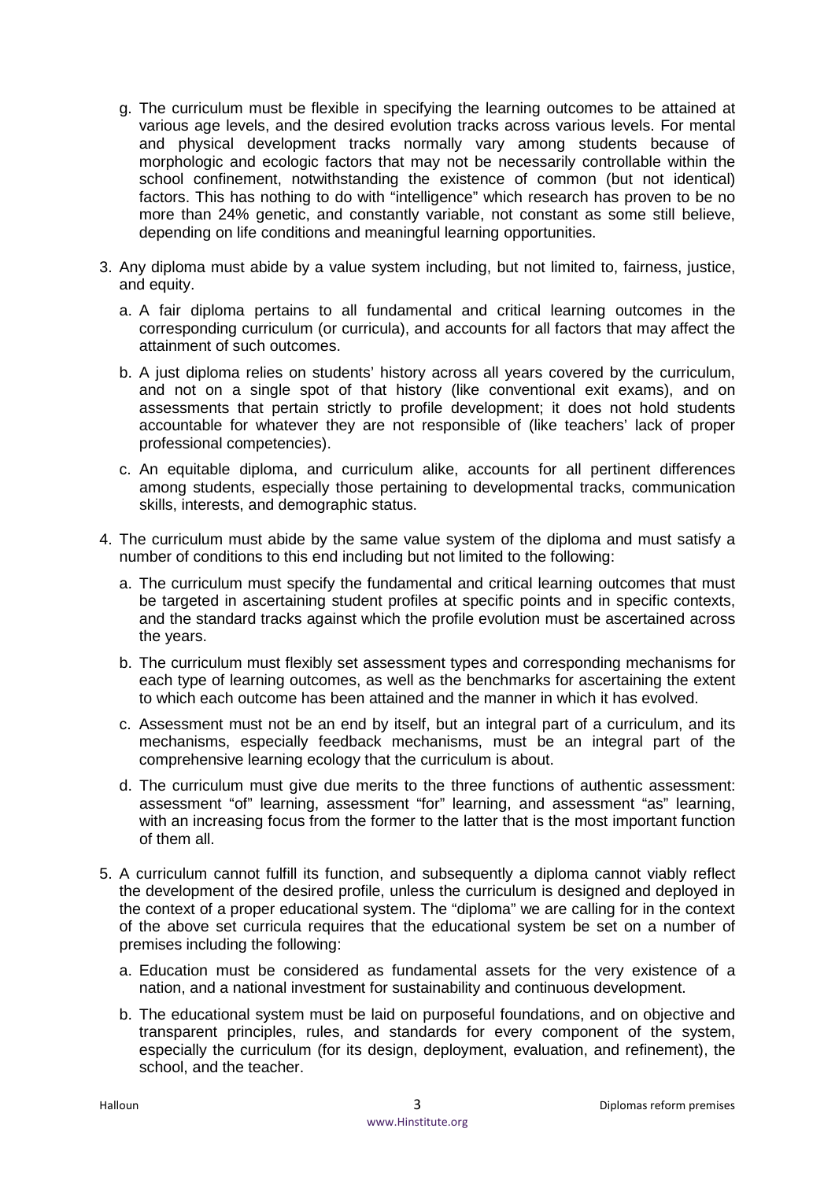g. The curriculum must be flexible in specifying the learning outcomes to be attained at various age levels, and the desired evolution tracks across various levels. For mental and physical development tracks normally vary among students because of morphologic and ecologic factors that may not be necessarily controllable within the school confinement, notwithstanding the existence of common (but not identical) factors. This has nothing to do with "intelligence" which research has proven to be no more than 24% genetic, and constantly variable, not constant as some still believe, depending on life conditions and meaningful learning opportunities.

3. Any diploma must abide by a value system including, but not limited to, fairness, justice, and equity.

   a. A fair diploma pertains to all fundamental and critical learning outcomes in the corresponding curriculum (or curricula), and accounts for all factors that may affect the attainment of such outcomes.

   b. A just diploma relies on students' history across all years covered by the curriculum, and not on a single spot of that history (like conventional exit exams), and on assessments that pertain strictly to profile development; it does not hold students accountable for whatever they are not responsible of (like teachers' lack of proper professional competencies).

   c. An equitable diploma, and curriculum alike, accounts for all pertinent differences among students, especially those pertaining to developmental tracks, communication skills, interests, and demographic status.

4. The curriculum must abide by the same value system of the diploma and must satisfy a number of conditions to this end including but not limited to the following:

   a. The curriculum must specify the fundamental and critical learning outcomes that must be targeted in ascertaining student profiles at specific points and in specific contexts, and the standard tracks against which the profile evolution must be ascertained across the years.

   b. The curriculum must flexibly set assessment types and corresponding mechanisms for each type of learning outcomes, as well as the benchmarks for ascertaining the extent to which each outcome has been attained and the manner in which it has evolved.

   c. Assessment must not be an end by itself, but an integral part of a curriculum, and its mechanisms, especially feedback mechanisms, must be an integral part of the comprehensive learning ecology that the curriculum is about.

   d. The curriculum must give due merits to the three functions of authentic assessment: assessment "of" learning, assessment "for" learning, and assessment "as" learning, with an increasing focus from the former to the latter that is the most important function of them all.

5. A curriculum cannot fulfill its function, and subsequently a diploma cannot viably reflect the development of the desired profile, unless the curriculum is designed and deployed in the context of a proper educational system. The "diploma" we are calling for in the context of the above set curricula requires that the educational system be set on a number of premises including the following:

   a. Education must be considered as fundamental assets for the very existence of a nation, and a national investment for sustainability and continuous development.

   b. The educational system must be laid on purposeful foundations, and on objective and transparent principles, rules, and standards for every component of the system, especially the curriculum (for its design, deployment, evaluation, and refinement), the school, and the teacher.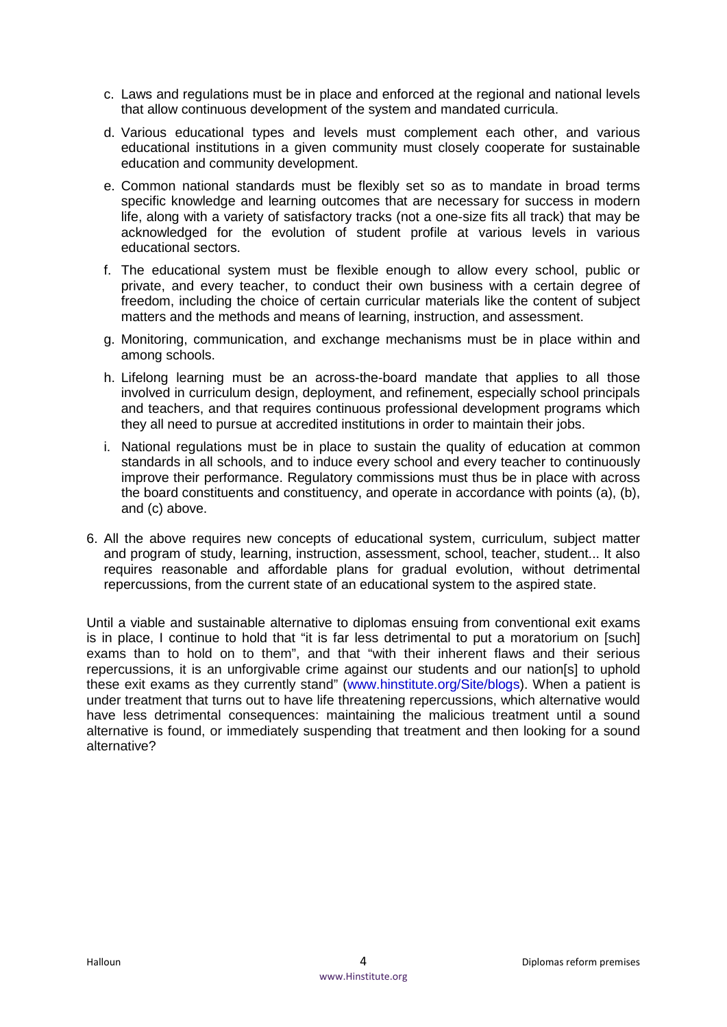c. Laws and regulations must be in place and enforced at the regional and national levels that allow continuous development of the system and mandated curricula.

d. Various educational types and levels must complement each other, and various educational institutions in a given community must closely cooperate for sustainable education and community development.

e. Common national standards must be flexibly set so as to mandate in broad terms specific knowledge and learning outcomes that are necessary for success in modern life, along with a variety of satisfactory tracks (not a one-size fits all track) that may be acknowledged for the evolution of student profile at various levels in various educational sectors.

f. The educational system must be flexible enough to allow every school, public or private, and every teacher, to conduct their own business with a certain degree of freedom, including the choice of certain curricular materials like the content of subject matters and the methods and means of learning, instruction, and assessment.

g. Monitoring, communication, and exchange mechanisms must be in place within and among schools.

h. Lifelong learning must be an across-the-board mandate that applies to all those involved in curriculum design, deployment, and refinement, especially school principals and teachers, and that requires continuous professional development programs which they all need to pursue at accredited institutions in order to maintain their jobs.

i. National regulations must be in place to sustain the quality of education at common standards in all schools, and to induce every school and every teacher to continuously improve their performance. Regulatory commissions must thus be in place with across the board constituents and constituency, and operate in accordance with points (a), (b), and (c) above.

6. All the above requires new concepts of educational system, curriculum, subject matter and program of study, learning, instruction, assessment, school, teacher, student... It also requires reasonable and affordable plans for gradual evolution, without detrimental repercussions, from the current state of an educational system to the aspired state.

Until a viable and sustainable alternative to diplomas ensuing from conventional exit exams is in place, I continue to hold that "it is far less detrimental to put a moratorium on [such] exams than to hold on to them", and that "with their inherent flaws and their serious repercussions, it is an unforgivable crime against our students and our nation[s] to uphold these exit exams as they currently stand" (www.hinstitute.org/Site/blogs). When a patient is under treatment that turns out to have life threatening repercussions, which alternative would have less detrimental consequences: maintaining the malicious treatment until a sound alternative is found, or immediately suspending that treatment and then looking for a sound alternative?